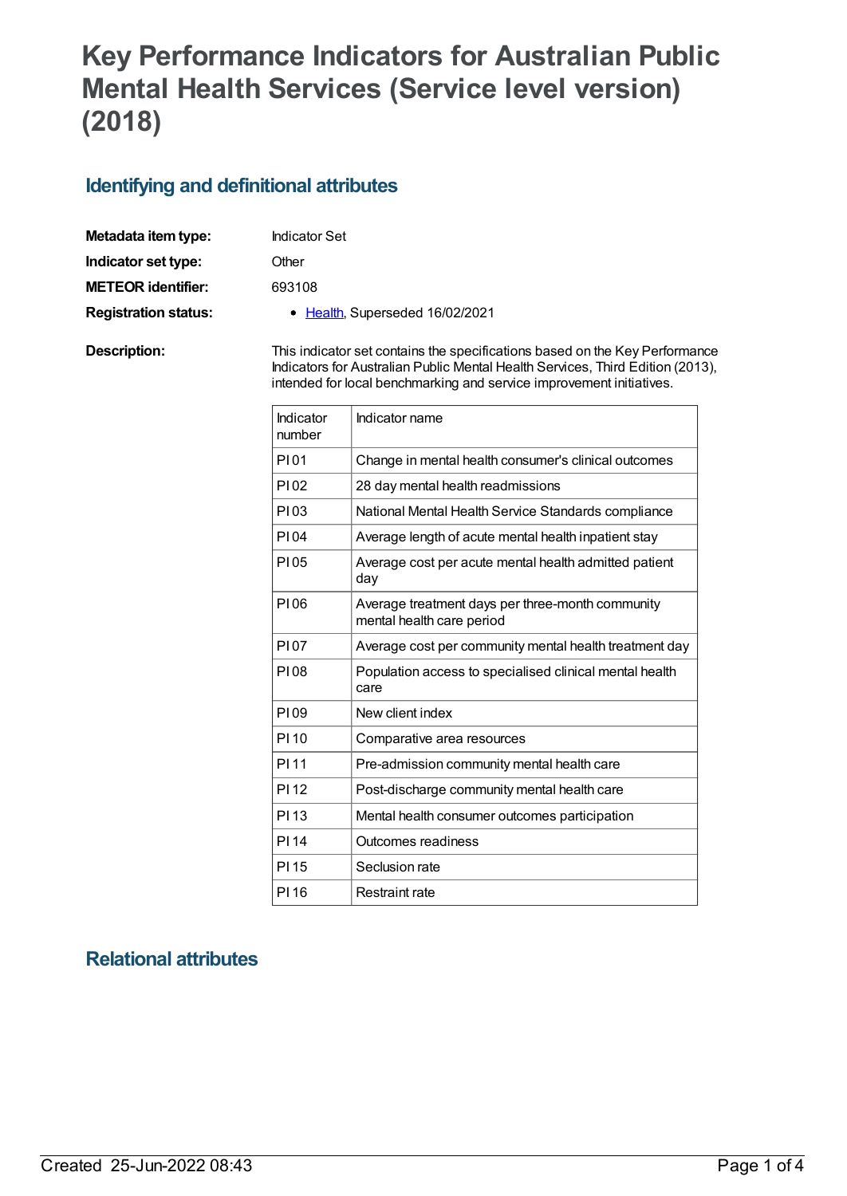# Key Performance Indicators for Australian Public Mental Health Services (Service level version) (2018)

## Identifying and definitional attributes

**Metadata item type:** Indicator Set

**Indicator set type:** Other

**METEOR identifier:** 693108

**Registration status:**

- Health, Superseded 16/02/2021

**Description:** This indicator set contains the specifications based on the Key Performance Indicators for Australian Public Mental Health Services, Third Edition (2013), intended for local benchmarking and service improvement initiatives.

| Indicator number | Indicator name |
|---|---|
| PI 01 | Change in mental health consumer's clinical outcomes |
| PI 02 | 28 day mental health readmissions |
| PI 03 | National Mental Health Service Standards compliance |
| PI 04 | Average length of acute mental health inpatient stay |
| PI 05 | Average cost per acute mental health admitted patient day |
| PI 06 | Average treatment days per three-month community mental health care period |
| PI 07 | Average cost per community mental health treatment day |
| PI 08 | Population access to specialised clinical mental health care |
| PI 09 | New client index |
| PI 10 | Comparative area resources |
| PI 11 | Pre-admission community mental health care |
| PI 12 | Post-discharge community mental health care |
| PI 13 | Mental health consumer outcomes participation |
| PI 14 | Outcomes readiness |
| PI 15 | Seclusion rate |
| PI 16 | Restraint rate |

## Relational attributes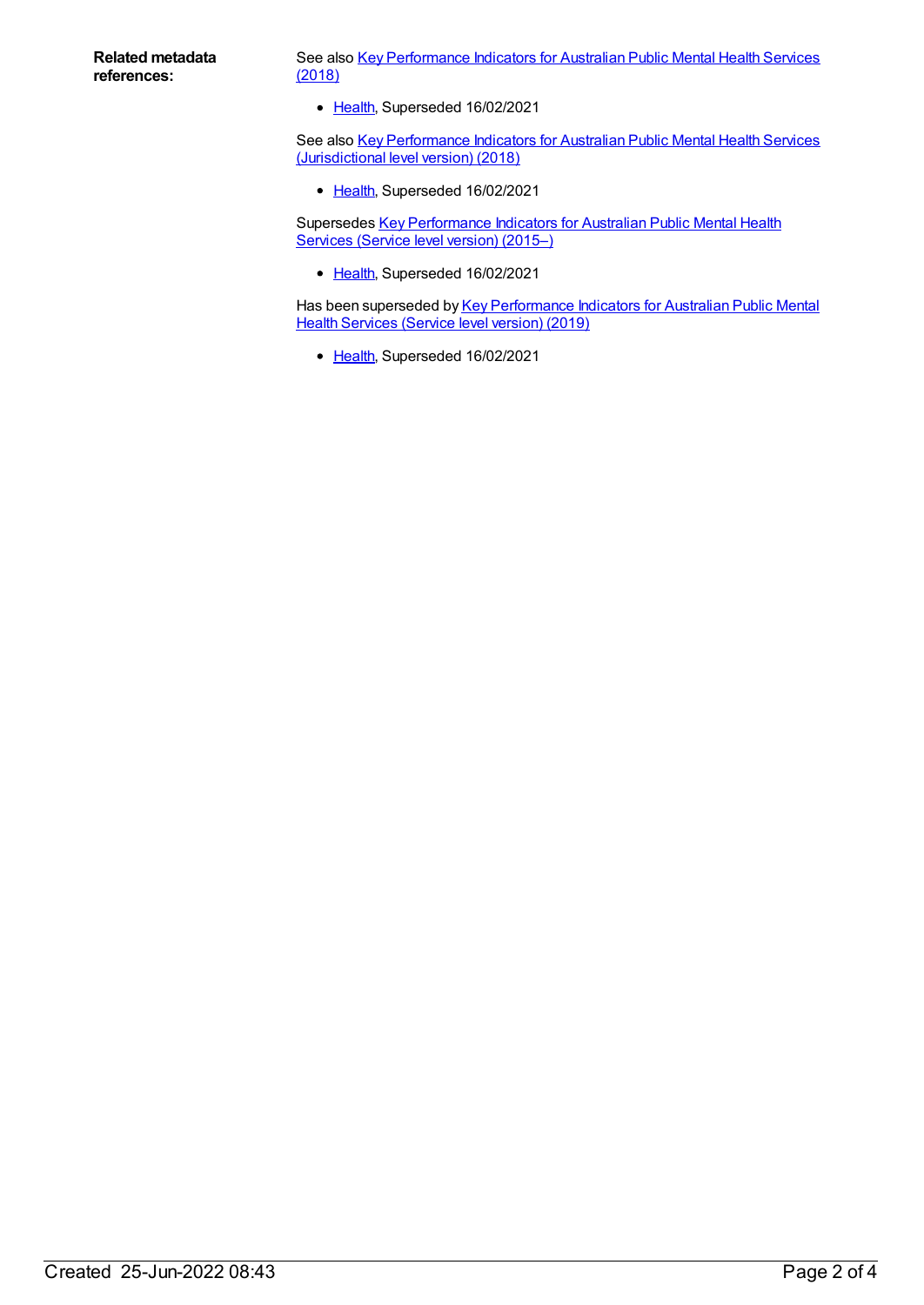**Related metadata references:**

See also Key Performance Indicators for Australian Public Mental Health Services (2018)

- Health, Superseded 16/02/2021

See also Key Performance Indicators for Australian Public Mental Health Services (Jurisdictional level version) (2018)

- Health, Superseded 16/02/2021

Supersedes Key Performance Indicators for Australian Public Mental Health Services (Service level version) (2015–)

- Health, Superseded 16/02/2021

Has been superseded by Key Performance Indicators for Australian Public Mental Health Services (Service level version) (2019)

- Health, Superseded 16/02/2021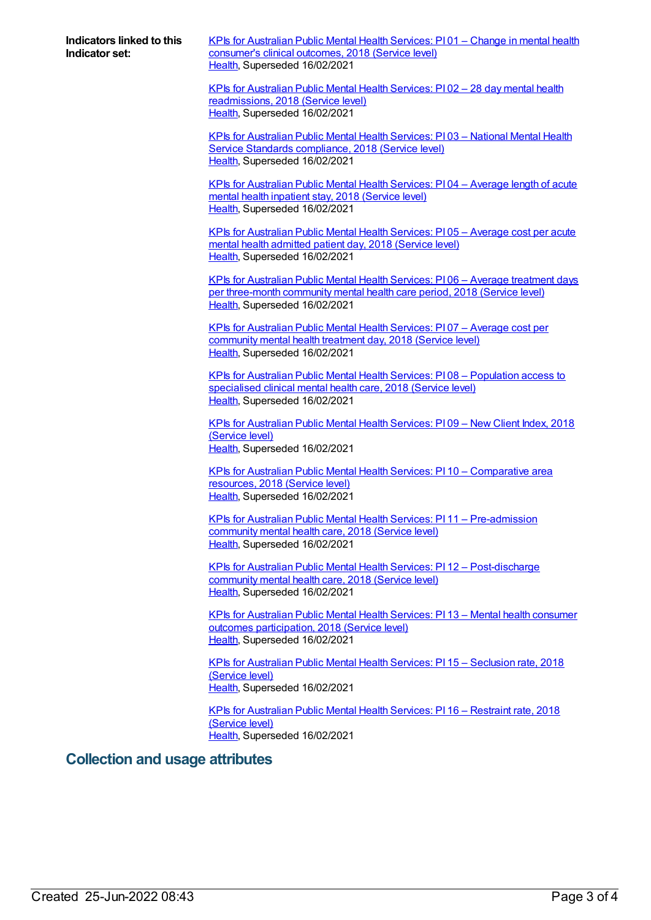**Indicators linked to this Indicator set:**

KPIs for Australian Public Mental Health Services: PI 01 – Change in mental health consumer's clinical outcomes, 2018 (Service level)
Health, Superseded 16/02/2021

KPIs for Australian Public Mental Health Services: PI 02 – 28 day mental health readmissions, 2018 (Service level)
Health, Superseded 16/02/2021

KPIs for Australian Public Mental Health Services: PI 03 – National Mental Health Service Standards compliance, 2018 (Service level)
Health, Superseded 16/02/2021

KPIs for Australian Public Mental Health Services: PI 04 – Average length of acute mental health inpatient stay, 2018 (Service level)
Health, Superseded 16/02/2021

KPIs for Australian Public Mental Health Services: PI 05 – Average cost per acute mental health admitted patient day, 2018 (Service level)
Health, Superseded 16/02/2021

KPIs for Australian Public Mental Health Services: PI 06 – Average treatment days per three-month community mental health care period, 2018 (Service level)
Health, Superseded 16/02/2021

KPIs for Australian Public Mental Health Services: PI 07 – Average cost per community mental health treatment day, 2018 (Service level)
Health, Superseded 16/02/2021

KPIs for Australian Public Mental Health Services: PI 08 – Population access to specialised clinical mental health care, 2018 (Service level)
Health, Superseded 16/02/2021

KPIs for Australian Public Mental Health Services: PI 09 – New Client Index, 2018 (Service level)
Health, Superseded 16/02/2021

KPIs for Australian Public Mental Health Services: PI 10 – Comparative area resources, 2018 (Service level)
Health, Superseded 16/02/2021

KPIs for Australian Public Mental Health Services: PI 11 – Pre-admission community mental health care, 2018 (Service level)
Health, Superseded 16/02/2021

KPIs for Australian Public Mental Health Services: PI 12 – Post-discharge community mental health care, 2018 (Service level)
Health, Superseded 16/02/2021

KPIs for Australian Public Mental Health Services: PI 13 – Mental health consumer outcomes participation, 2018 (Service level)
Health, Superseded 16/02/2021

KPIs for Australian Public Mental Health Services: PI 15 – Seclusion rate, 2018 (Service level)
Health, Superseded 16/02/2021

KPIs for Australian Public Mental Health Services: PI 16 – Restraint rate, 2018 (Service level)
Health, Superseded 16/02/2021

## Collection and usage attributes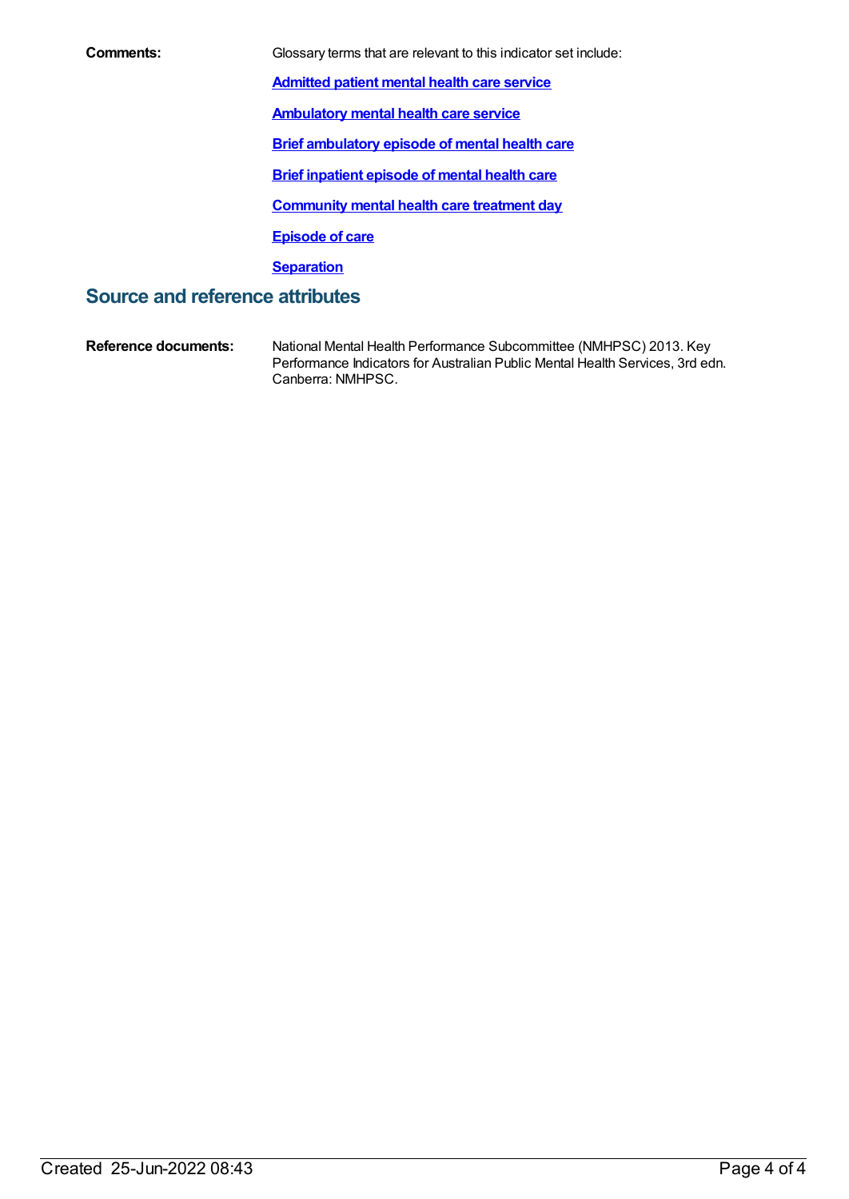**Comments:** Glossary terms that are relevant to this indicator set include:

**Admitted patient mental health care service**

**Ambulatory mental health care service**

**Brief ambulatory episode of mental health care**

**Brief inpatient episode of mental health care**

**Community mental health care treatment day**

**Episode of care**

**Separation**

## Source and reference attributes

**Reference documents:** National Mental Health Performance Subcommittee (NMHPSC) 2013. Key Performance Indicators for Australian Public Mental Health Services, 3rd edn. Canberra: NMHPSC.